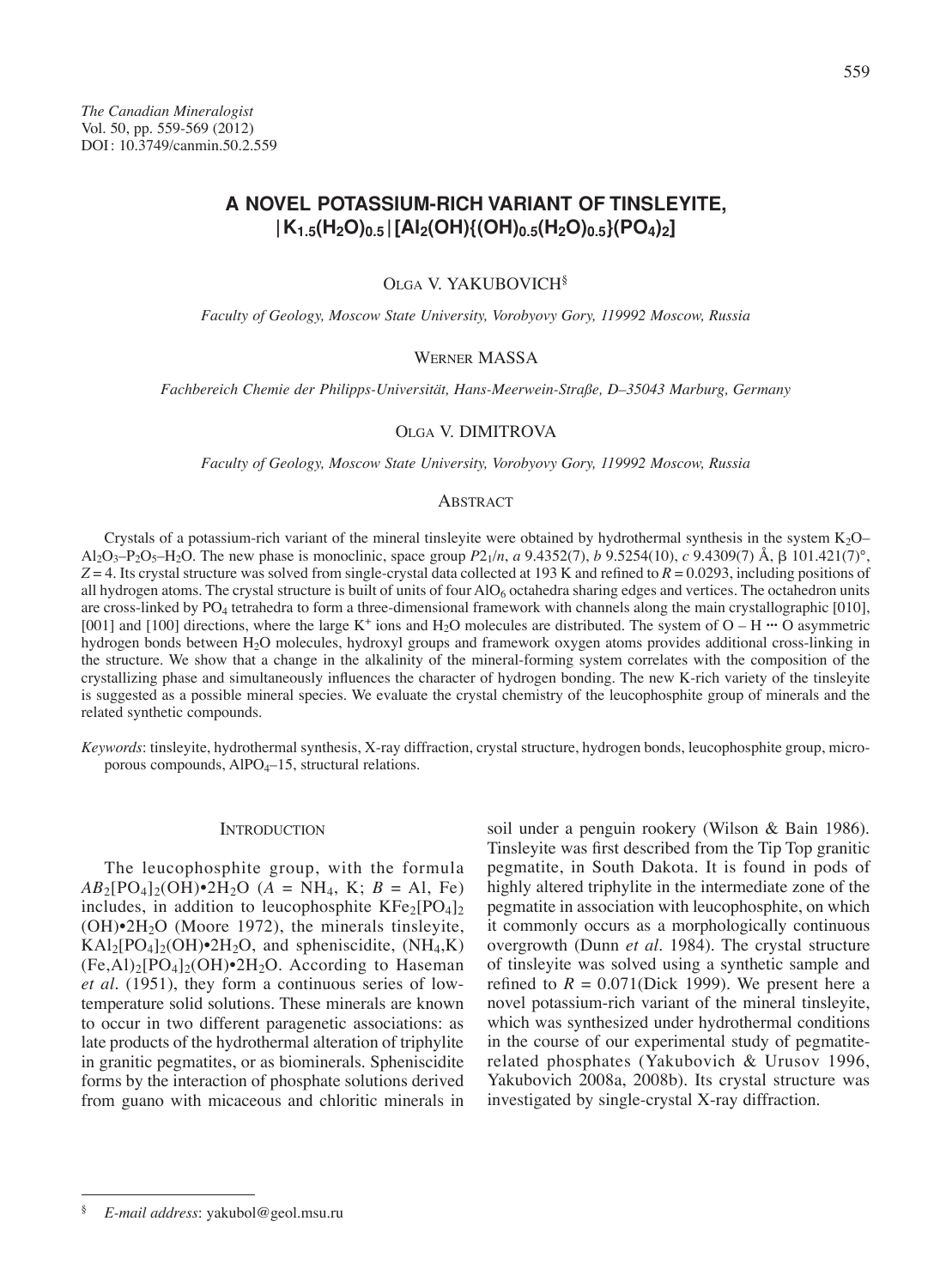*The Canadian Mineralogist*
Vol. 50, pp. 559-569 (2012)
DOI: 10.3749/canmin.50.2.559

# A NOVEL POTASSIUM-RICH VARIANT OF TINSLEYITE, $|K_{1.5}(H_2O)_{0.5}|[Al_2(OH)\{(OH)_{0.5}(H_2O)_{0.5}\}(PO_4)_2]$

Olga V. Yakubovich[§]

*Faculty of Geology, Moscow State University, Vorobyovy Gory, 119992 Moscow, Russia*

Werner Massa

*Fachbereich Chemie der Philipps-Universität, Hans-Meerwein-Straße, D–35043 Marburg, Germany*

Olga V. Dimitrova

*Faculty of Geology, Moscow State University, Vorobyovy Gory, 119992 Moscow, Russia*

## Abstract

Crystals of a potassium-rich variant of the mineral tinsleyite were obtained by hydrothermal synthesis in the system $K_2O$–$Al_2O_3$–$P_2O_5$–$H_2O$. The new phase is monoclinic, space group $P2_1/n$, *a* 9.4352(7), *b* 9.5254(10), *c* 9.4309(7) Å, β 101.421(7)°, $Z = 4$. Its crystal structure was solved from single-crystal data collected at 193 K and refined to $R = 0.0293$, including positions of all hydrogen atoms. The crystal structure is built of units of four $AlO_6$ octahedra sharing edges and vertices. The octahedron units are cross-linked by $PO_4$ tetrahedra to form a three-dimensional framework with channels along the main crystallographic [010], [001] and [100] directions, where the large $K^+$ ions and $H_2O$ molecules are distributed. The system of O – H ··· O asymmetric hydrogen bonds between $H_2O$ molecules, hydroxyl groups and framework oxygen atoms provides additional cross-linking in the structure. We show that a change in the alkalinity of the mineral-forming system correlates with the composition of the crystallizing phase and simultaneously influences the character of hydrogen bonding. The new K-rich variety of the tinsleyite is suggested as a possible mineral species. We evaluate the crystal chemistry of the leucophosphite group of minerals and the related synthetic compounds.

*Keywords*: tinsleyite, hydrothermal synthesis, X-ray diffraction, crystal structure, hydrogen bonds, leucophosphite group, microporous compounds, $AlPO_4$–15, structural relations.

## Introduction

The leucophosphite group, with the formula $AB_2[PO_4]_2(OH)•2H_2O$ (*A* = $NH_4$, K; *B* = Al, Fe) includes, in addition to leucophosphite $KFe_2[PO_4]_2(OH)•2H_2O$ (Moore 1972), the minerals tinsleyite, $KAl_2[PO_4]_2(OH)•2H_2O$, and spheniscidite, $(NH_4,K)(Fe,Al)_2[PO_4]_2(OH)•2H_2O$. According to Haseman *et al.* (1951), they form a continuous series of low-temperature solid solutions. These minerals are known to occur in two different paragenetic associations: as late products of the hydrothermal alteration of triphylite in granitic pegmatites, or as biominerals. Spheniscidite forms by the interaction of phosphate solutions derived from guano with micaceous and chloritic minerals in soil under a penguin rookery (Wilson & Bain 1986). Tinsleyite was first described from the Tip Top granitic pegmatite, in South Dakota. It is found in pods of highly altered triphylite in the intermediate zone of the pegmatite in association with leucophosphite, on which it commonly occurs as a morphologically continuous overgrowth (Dunn *et al.* 1984). The crystal structure of tinsleyite was solved using a synthetic sample and refined to $R = 0.071$(Dick 1999). We present here a novel potassium-rich variant of the mineral tinsleyite, which was synthesized under hydrothermal conditions in the course of our experimental study of pegmatite-related phosphates (Yakubovich & Urusov 1996, Yakubovich 2008a, 2008b). Its crystal structure was investigated by single-crystal X-ray diffraction.

---

[§] *E-mail address*: yakubol@geol.msu.ru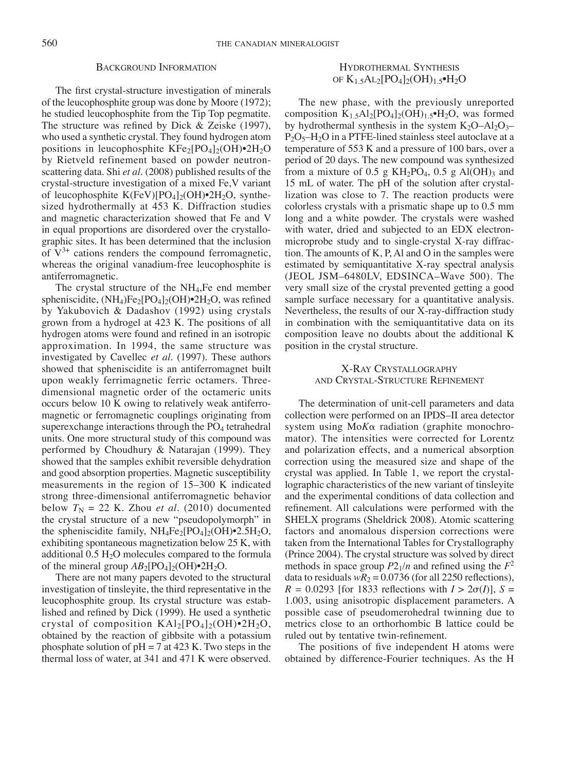## Background Information

The first crystal-structure investigation of minerals of the leucophosphite group was done by Moore (1972); he studied leucophosphite from the Tip Top pegmatite. The structure was refined by Dick & Zeiske (1997), who used a synthetic crystal. They found hydrogen atom positions in leucophosphite $KFe_2[PO_4]_2(OH)•2H_2O$ by Rietveld refinement based on powder neutron-scattering data. Shi *et al*. (2008) published results of the crystal-structure investigation of a mixed Fe,V variant of leucophosphite $K(FeV)[PO_4]_2(OH)•2H_2O$, synthesized hydrothermally at 453 K. Diffraction studies and magnetic characterization showed that Fe and V in equal proportions are disordered over the crystallographic sites. It has been determined that the inclusion of $V^{3+}$ cations renders the compound ferromagnetic, whereas the original vanadium-free leucophosphite is antiferromagnetic.

The crystal structure of the $NH_4$,Fe end member spheniscidite, $(NH_4)Fe_2[PO_4]_2(OH)•2H_2O$, was refined by Yakubovich & Dadashov (1992) using crystals grown from a hydrogel at 423 K. The positions of all hydrogen atoms were found and refined in an isotropic approximation. In 1994, the same structure was investigated by Cavellec *et al*. (1997). These authors showed that spheniscidite is an antiferromagnet built upon weakly ferrimagnetic ferric octamers. Three-dimensional magnetic order of the octameric units occurs below 10 K owing to relatively weak antiferromagnetic or ferromagnetic couplings originating from superexchange interactions through the $PO_4$ tetrahedral units. One more structural study of this compound was performed by Choudhury & Natarajan (1999). They showed that the samples exhibit reversible dehydration and good absorption properties. Magnetic susceptibility measurements in the region of 15–300 K indicated strong three-dimensional antiferromagnetic behavior below $T_N$ = 22 K. Zhou *et al*. (2010) documented the crystal structure of a new "pseudopolymorph" in the spheniscidite family, $NH_4Fe_2[PO_4]_2(OH)•2.5H_2O$, exhibiting spontaneous magnetization below 25 K, with additional 0.5 $H_2O$ molecules compared to the formula of the mineral group $AB_2[PO_4]_2(OH)•2H_2O$.

There are not many papers devoted to the structural investigation of tinsleyite, the third representative in the leucophosphite group. Its crystal structure was established and refined by Dick (1999). He used a synthetic crystal of composition $KAl_2[PO_4]_2(OH)•2H_2O$, obtained by the reaction of gibbsite with a potassium phosphate solution of pH = 7 at 423 K. Two steps in the thermal loss of water, at 341 and 471 K were observed.

## Hydrothermal Synthesis of $K_{1.5}Al_2[PO_4]_2(OH)_{1.5}•H_2O$

The new phase, with the previously unreported composition $K_{1.5}Al_2[PO_4]_2(OH)_{1.5}•H_2O$, was formed by hydrothermal synthesis in the system $K_2O–Al_2O_3–P_2O_5–H_2O$ in a PTFE-lined stainless steel autoclave at a temperature of 553 K and a pressure of 100 bars, over a period of 20 days. The new compound was synthesized from a mixture of 0.5 g $KH_2PO_4$, 0.5 g $Al(OH)_3$ and 15 mL of water. The pH of the solution after crystallization was close to 7. The reaction products were colorless crystals with a prismatic shape up to 0.5 mm long and a white powder. The crystals were washed with water, dried and subjected to an EDX electron-microprobe study and to single-crystal X-ray diffraction. The amounts of K, P, Al and O in the samples were estimated by semiquantitative X-ray spectral analysis (JEOL JSM–6480LV, EDSINCA–Wave 500). The very small size of the crystal prevented getting a good sample surface necessary for a quantitative analysis. Nevertheless, the results of our X-ray-diffraction study in combination with the semiquantitative data on its composition leave no doubts about the additional K position in the crystal structure.

## X-Ray Crystallography and Crystal-Structure Refinement

The determination of unit-cell parameters and data collection were performed on an IPDS–II area detector system using Mo$K\alpha$ radiation (graphite monochromator). The intensities were corrected for Lorentz and polarization effects, and a numerical absorption correction using the measured size and shape of the crystal was applied. In Table 1, we report the crystallographic characteristics of the new variant of tinsleyite and the experimental conditions of data collection and refinement. All calculations were performed with the SHELX programs (Sheldrick 2008). Atomic scattering factors and anomalous dispersion corrections were taken from the International Tables for Crystallography (Prince 2004). The crystal structure was solved by direct methods in space group $P2_1/n$ and refined using the $F^2$ data to residuals $wR_2$ = 0.0736 (for all 2250 reflections), $R$ = 0.0293 [for 1833 reflections with $I > 2\sigma(I)$], $S$ = 1.003, using anisotropic displacement parameters. A possible case of pseudomerohedral twinning due to metrics close to an orthorhombic B lattice could be ruled out by tentative twin-refinement.

The positions of five independent H atoms were obtained by difference-Fourier techniques. As the H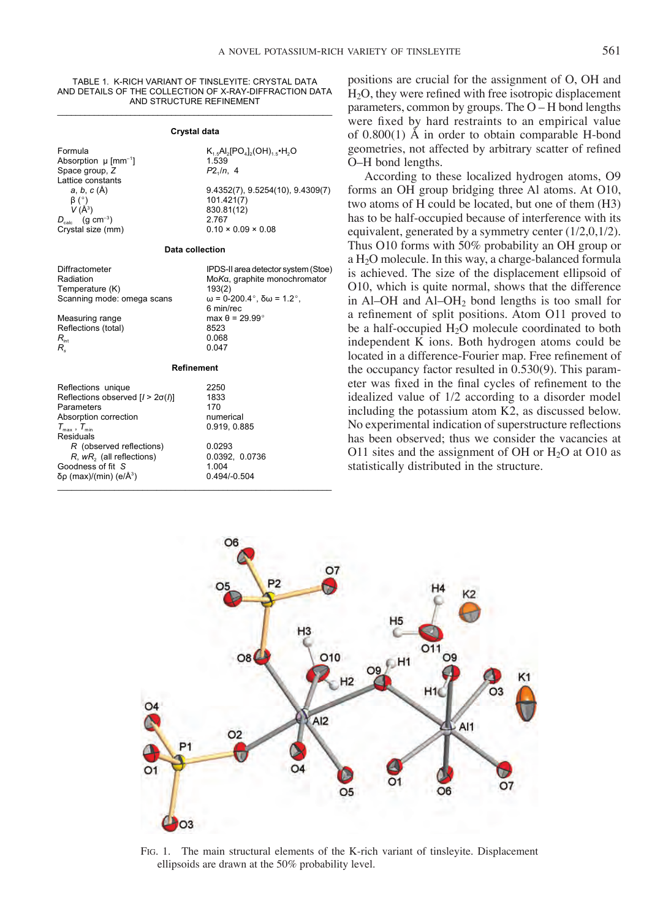TABLE 1. K-RICH VARIANT OF TINSLEYITE: CRYSTAL DATA AND DETAILS OF THE COLLECTION OF X-RAY-DIFFRACTION DATA AND STRUCTURE REFINEMENT

| | |
|---|---|
| **Crystal data** | |
| Formula | $K_{1.5}Al_2[PO_4]_2(OH)_{1.5}\cdot H_2O$ |
| Absorption μ [mm$^{-1}$] | 1.539 |
| Space group, $Z$ | $P2_1/n$, 4 |
| Lattice constants | |
| $a$, $b$, $c$ (Å) | 9.4352(7), 9.5254(10), 9.4309(7) |
| β (°) | 101.421(7) |
| $V$ (Å$^3$) | 830.81(12) |
| $D_{calc}$ (g cm$^{-3}$) | 2.767 |
| Crystal size (mm) | 0.10 × 0.09 × 0.08 |
| **Data collection** | |
| Diffractometer | IPDS-II area detector system (Stoe) |
| Radiation | Mo*K*α, graphite monochromator |
| Temperature (K) | 193(2) |
| Scanning mode: omega scans | ω = 0-200.4°, δω = 1.2°, 6 min/rec |
| Measuring range | max θ = 29.99° |
| Reflections (total) | 8523 |
| $R_{int}$ | 0.068 |
| $R_s$ | 0.047 |
| **Refinement** | |
| Reflections unique | 2250 |
| Reflections observed [$I > 2\sigma(I)$] | 1833 |
| Parameters | 170 |
| Absorption correction | numerical |
| $T_{max}$, $T_{min}$ | 0.919, 0.885 |
| Residuals | |
| $R$ (observed reflections) | 0.0293 |
| $R$, $wR_2$ (all reflections) | 0.0392, 0.0736 |
| Goodness of fit $S$ | 1.004 |
| δρ (max)/(min) (e/Å$^3$) | 0.494/-0.504 |

positions are crucial for the assignment of O, OH and $H_2O$, they were refined with free isotropic displacement parameters, common by groups. The O – H bond lengths were fixed by hard restraints to an empirical value of 0.800(1) Å in order to obtain comparable H-bond geometries, not affected by arbitrary scatter of refined O–H bond lengths.

According to these localized hydrogen atoms, O9 forms an OH group bridging three Al atoms. At O10, two atoms of H could be located, but one of them (H3) has to be half-occupied because of interference with its equivalent, generated by a symmetry center (1/2,0,1/2). Thus O10 forms with 50% probability an OH group or a $H_2O$ molecule. In this way, a charge-balanced formula is achieved. The size of the displacement ellipsoid of O10, which is quite normal, shows that the difference in Al–OH and Al–$OH_2$ bond lengths is too small for a refinement of split positions. Atom O11 proved to be a half-occupied $H_2O$ molecule coordinated to both independent K ions. Both hydrogen atoms could be located in a difference-Fourier map. Free refinement of the occupancy factor resulted in 0.530(9). This parameter was fixed in the final cycles of refinement to the idealized value of 1/2 according to a disorder model including the potassium atom K2, as discussed below. No experimental indication of superstructure reflections has been observed; thus we consider the vacancies at O11 sites and the assignment of OH or $H_2O$ at O10 as statistically distributed in the structure.

FIG. 1. The main structural elements of the K-rich variant of tinsleyite. Displacement ellipsoids are drawn at the 50% probability level.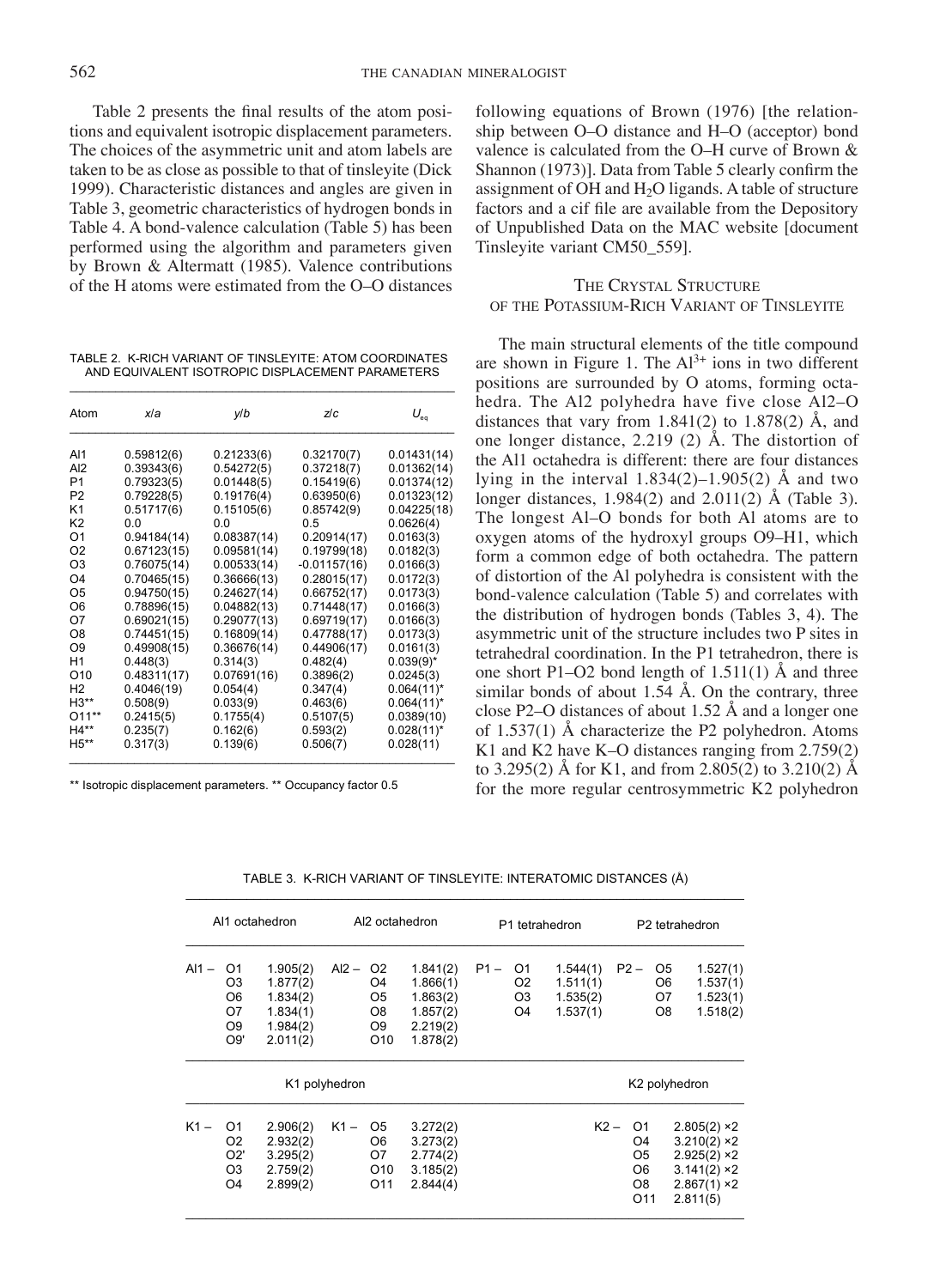Table 2 presents the final results of the atom positions and equivalent isotropic displacement parameters. The choices of the asymmetric unit and atom labels are taken to be as close as possible to that of tinsleyite (Dick 1999). Characteristic distances and angles are given in Table 3, geometric characteristics of hydrogen bonds in Table 4. A bond-valence calculation (Table 5) has been performed using the algorithm and parameters given by Brown & Altermatt (1985). Valence contributions of the H atoms were estimated from the O–O distances following equations of Brown (1976) [the relationship between O–O distance and H–O (acceptor) bond valence is calculated from the O–H curve of Brown & Shannon (1973)]. Data from Table 5 clearly confirm the assignment of OH and $H_2O$ ligands. A table of structure factors and a cif file are available from the Depository of Unpublished Data on the MAC website [document Tinsleyite variant CM50_559].

TABLE 2. K-RICH VARIANT OF TINSLEYITE: ATOM COORDINATES AND EQUIVALENT ISOTROPIC DISPLACEMENT PARAMETERS

| Atom | x/a | y/b | z/c | $U_{eq}$ |
|---|---|---|---|---|
| Al1 | 0.59812(6) | 0.21233(6) | 0.32170(7) | 0.01431(14) |
| Al2 | 0.39343(6) | 0.54272(5) | 0.37218(7) | 0.01362(14) |
| P1 | 0.79323(5) | 0.01448(5) | 0.15419(6) | 0.01374(12) |
| P2 | 0.79228(5) | 0.19176(4) | 0.63950(6) | 0.01323(12) |
| K1 | 0.51717(6) | 0.15105(6) | 0.85742(9) | 0.04225(18) |
| K2 | 0.0 | 0.0 | 0.5 | 0.0626(4) |
| O1 | 0.94184(14) | 0.08387(14) | 0.20914(17) | 0.0163(3) |
| O2 | 0.67123(15) | 0.09581(14) | 0.19799(18) | 0.0182(3) |
| O3 | 0.76075(14) | 0.00533(14) | -0.01157(16) | 0.0166(3) |
| O4 | 0.70465(15) | 0.36666(13) | 0.28015(17) | 0.0172(3) |
| O5 | 0.94750(15) | 0.24627(14) | 0.66752(17) | 0.0173(3) |
| O6 | 0.78896(15) | 0.04882(13) | 0.71448(17) | 0.0166(3) |
| O7 | 0.69021(15) | 0.29077(13) | 0.69719(17) | 0.0166(3) |
| O8 | 0.74451(15) | 0.16809(14) | 0.47788(17) | 0.0173(3) |
| O9 | 0.49908(15) | 0.36676(14) | 0.44906(17) | 0.0161(3) |
| H1 | 0.448(3) | 0.314(3) | 0.482(4) | 0.039(9)* |
| O10 | 0.48311(17) | 0.07691(16) | 0.3896(2) | 0.0245(3) |
| H2 | 0.4046(19) | 0.054(4) | 0.347(4) | 0.064(11)* |
| H3** | 0.508(9) | 0.033(9) | 0.463(6) | 0.064(11)* |
| O11** | 0.2415(5) | 0.1755(4) | 0.5107(5) | 0.0389(10) |
| H4** | 0.235(7) | 0.162(6) | 0.593(2) | 0.028(11)* |
| H5** | 0.317(3) | 0.139(6) | 0.506(7) | 0.028(11) |

** Isotropic displacement parameters. ** Occupancy factor 0.5

## The Crystal Structure of the Potassium-Rich Variant of Tinsleyite

The main structural elements of the title compound are shown in Figure 1. The $Al^{3+}$ ions in two different positions are surrounded by O atoms, forming octahedra. The Al2 polyhedra have five close Al2–O distances that vary from 1.841(2) to 1.878(2) Å, and one longer distance, 2.219 (2) Å. The distortion of the Al1 octahedra is different: there are four distances lying in the interval 1.834(2)–1.905(2) Å and two longer distances, 1.984(2) and 2.011(2) Å (Table 3). The longest Al–O bonds for both Al atoms are to oxygen atoms of the hydroxyl groups O9–H1, which form a common edge of both octahedra. The pattern of distortion of the Al polyhedra is consistent with the bond-valence calculation (Table 5) and correlates with the distribution of hydrogen bonds (Tables 3, 4). The asymmetric unit of the structure includes two P sites in tetrahedral coordination. In the P1 tetrahedron, there is one short P1–O2 bond length of 1.511(1) Å and three similar bonds of about 1.54 Å. On the contrary, three close P2–O distances of about 1.52 Å and a longer one of 1.537(1) Å characterize the P2 polyhedron. Atoms K1 and K2 have K–O distances ranging from 2.759(2) to 3.295(2) Å for K1, and from 2.805(2) to 3.210(2) Å for the more regular centrosymmetric K2 polyhedron

TABLE 3. K-RICH VARIANT OF TINSLEYITE: INTERATOMIC DISTANCES (Å)

| Al1 octahedron | | | Al2 octahedron | | | P1 tetrahedron | | | P2 tetrahedron | | |
|---|---|---|---|---|---|---|---|---|---|---|---|
| Al1 – | O1 | 1.905(2) | Al2 – | O2 | 1.841(2) | P1 – | O1 | 1.544(1) | P2 – | O5 | 1.527(1) |
| | O3 | 1.877(2) | | O4 | 1.866(1) | | O2 | 1.511(1) | | O6 | 1.537(1) |
| | O6 | 1.834(2) | | O5 | 1.863(2) | | O3 | 1.535(2) | | O7 | 1.523(1) |
| | O7 | 1.834(1) | | O8 | 1.857(2) | | O4 | 1.537(1) | | O8 | 1.518(2) |
| | O9 | 1.984(2) | | O9 | 2.219(2) | | | | | | |
| | O9' | 2.011(2) | | O10 | 1.878(2) | | | | | | |

| K1 polyhedron | | | | | | K2 polyhedron | | |
|---|---|---|---|---|---|---|---|---|
| K1 – | O1 | 2.906(2) | K1 – | O5 | 3.272(2) | K2 – | O1 | 2.805(2) ×2 |
| | O2 | 2.932(2) | | O6 | 3.273(2) | | O4 | 3.210(2) ×2 |
| | O2' | 3.295(2) | | O7 | 2.774(2) | | O5 | 2.925(2) ×2 |
| | O3 | 2.759(2) | | O10 | 3.185(2) | | O6 | 3.141(2) ×2 |
| | O4 | 2.899(2) | | O11 | 2.844(4) | | O8 | 2.867(1) ×2 |
| | | | | | | | O11 | 2.811(5) |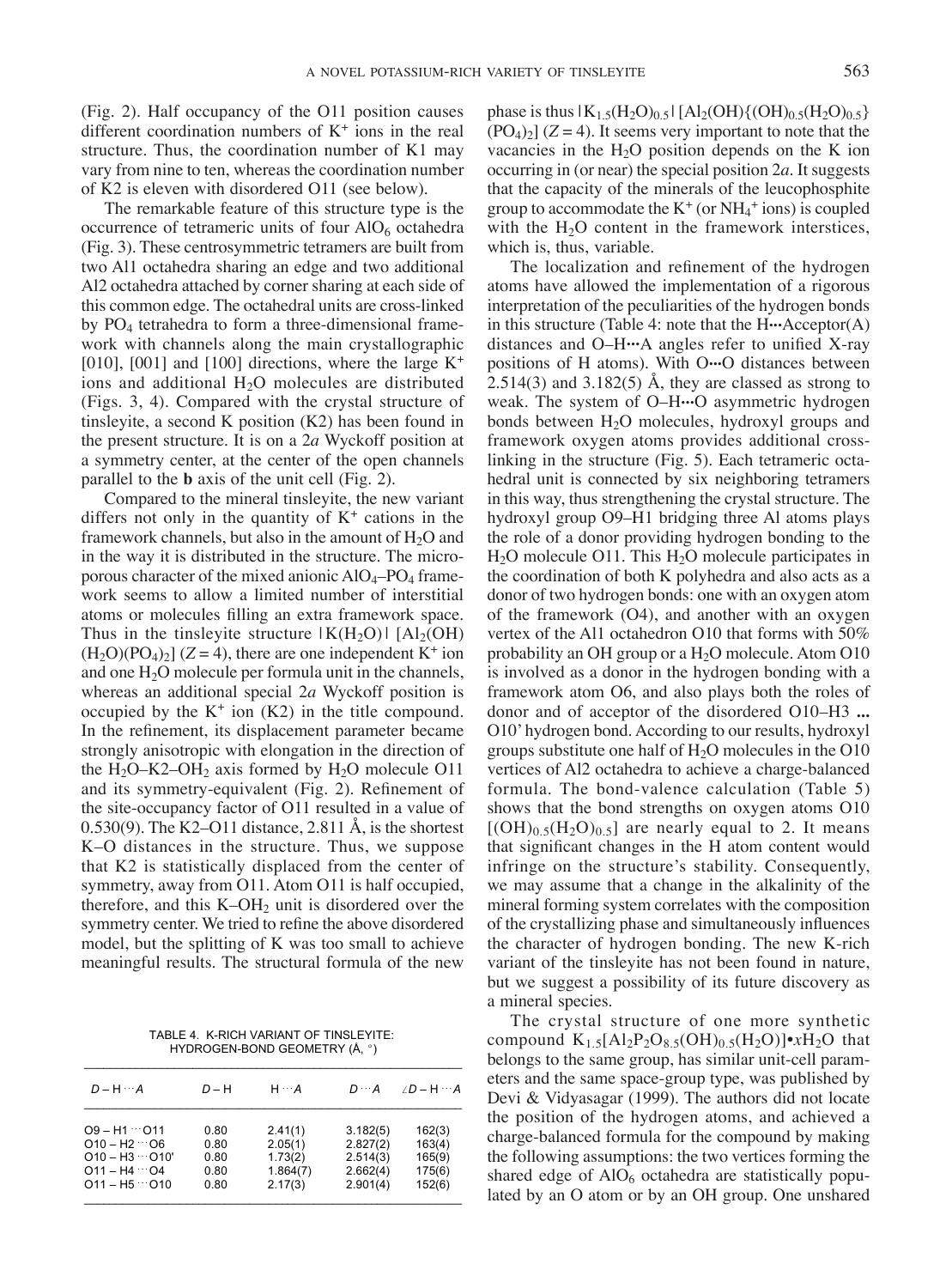(Fig. 2). Half occupancy of the O11 position causes different coordination numbers of $K^+$ ions in the real structure. Thus, the coordination number of K1 may vary from nine to ten, whereas the coordination number of K2 is eleven with disordered O11 (see below).

The remarkable feature of this structure type is the occurrence of tetrameric units of four $AlO_6$ octahedra (Fig. 3). These centrosymmetric tetramers are built from two Al1 octahedra sharing an edge and two additional Al2 octahedra attached by corner sharing at each side of this common edge. The octahedral units are cross-linked by $PO_4$ tetrahedra to form a three-dimensional framework with channels along the main crystallographic [010], [001] and [100] directions, where the large $K^+$ ions and additional $H_2O$ molecules are distributed (Figs. 3, 4). Compared with the crystal structure of tinsleyite, a second K position (K2) has been found in the present structure. It is on a 2*a* Wyckoff position at a symmetry center, at the center of the open channels parallel to the **b** axis of the unit cell (Fig. 2).

Compared to the mineral tinsleyite, the new variant differs not only in the quantity of $K^+$ cations in the framework channels, but also in the amount of $H_2O$ and in the way it is distributed in the structure. The microporous character of the mixed anionic $AlO_4$–$PO_4$ framework seems to allow a limited number of interstitial atoms or molecules filling an extra framework space. Thus in the tinsleyite structure $|K(H_2O)|\ [Al_2(OH)(H_2O)(PO_4)_2]$ ($Z = 4$), there are one independent $K^+$ ion and one $H_2O$ molecule per formula unit in the channels, whereas an additional special 2*a* Wyckoff position is occupied by the $K^+$ ion (K2) in the title compound. In the refinement, its displacement parameter became strongly anisotropic with elongation in the direction of the $H_2O$–K2–$OH_2$ axis formed by $H_2O$ molecule O11 and its symmetry-equivalent (Fig. 2). Refinement of the site-occupancy factor of O11 resulted in a value of 0.530(9). The K2–O11 distance, 2.811 Å, is the shortest K–O distances in the structure. Thus, we suppose that K2 is statistically displaced from the center of symmetry, away from O11. Atom O11 is half occupied, therefore, and this K–$OH_2$ unit is disordered over the symmetry center. We tried to refine the above disordered model, but the splitting of K was too small to achieve meaningful results. The structural formula of the new phase is thus $|K_{1.5}(H_2O)_{0.5}|\ [Al_2(OH)\{(OH)_{0.5}(H_2O)_{0.5}\}(PO_4)_2]$ ($Z = 4$). It seems very important to note that the vacancies in the $H_2O$ position depends on the K ion occurring in (or near) the special position 2*a*. It suggests that the capacity of the minerals of the leucophosphite group to accommodate the $K^+$ (or $NH_4^+$ ions) is coupled with the $H_2O$ content in the framework interstices, which is, thus, variable.

The localization and refinement of the hydrogen atoms have allowed the implementation of a rigorous interpretation of the peculiarities of the hydrogen bonds in this structure (Table 4: note that the H···Acceptor(A) distances and O–H···A angles refer to unified X-ray positions of H atoms). With O···O distances between 2.514(3) and 3.182(5) Å, they are classed as strong to weak. The system of O–H···O asymmetric hydrogen bonds between $H_2O$ molecules, hydroxyl groups and framework oxygen atoms provides additional cross-linking in the structure (Fig. 5). Each tetrameric octahedral unit is connected by six neighboring tetramers in this way, thus strengthening the crystal structure. The hydroxyl group O9–H1 bridging three Al atoms plays the role of a donor providing hydrogen bonding to the $H_2O$ molecule O11. This $H_2O$ molecule participates in the coordination of both K polyhedra and also acts as a donor of two hydrogen bonds: one with an oxygen atom of the framework (O4), and another with an oxygen vertex of the Al1 octahedron O10 that forms with 50% probability an OH group or a $H_2O$ molecule. Atom O10 is involved as a donor in the hydrogen bonding with a framework atom O6, and also plays both the roles of donor and of acceptor of the disordered O10–H3 **...** O10' hydrogen bond. According to our results, hydroxyl groups substitute one half of $H_2O$ molecules in the O10 vertices of Al2 octahedra to achieve a charge-balanced formula. The bond-valence calculation (Table 5) shows that the bond strengths on oxygen atoms O10 $[(OH)_{0.5}(H_2O)_{0.5}]$ are nearly equal to 2. It means that significant changes in the H atom content would infringe on the structure's stability. Consequently, we may assume that a change in the alkalinity of the mineral forming system correlates with the composition of the crystallizing phase and simultaneously influences the character of hydrogen bonding. The new K-rich variant of the tinsleyite has not been found in nature, but we suggest a possibility of its future discovery as a mineral species.

The crystal structure of one more synthetic compound $K_{1.5}[Al_2P_2O_{8.5}(OH)_{0.5}(H_2O)]\bullet xH_2O$ that belongs to the same group, has similar unit-cell parameters and the same space-group type, was published by Devi & Vidyasagar (1999). The authors did not locate the position of the hydrogen atoms, and achieved a charge-balanced formula for the compound by making the following assumptions: the two vertices forming the shared edge of $AlO_6$ octahedra are statistically populated by an O atom or by an OH group. One unshared

TABLE 4. K-RICH VARIANT OF TINSLEYITE: HYDROGEN-BOND GEOMETRY (Å, °)

| *D* – H ··· *A* | *D* – H | H ··· *A* | *D* ··· *A* | ∠*D* – H ··· *A* |
|---|---|---|---|---|
| O9 – H1 ··· O11 | 0.80 | 2.41(1) | 3.182(5) | 162(3) |
| O10 – H2 ··· O6 | 0.80 | 2.05(1) | 2.827(2) | 163(4) |
| O10 – H3 ··· O10' | 0.80 | 1.73(2) | 2.514(3) | 165(9) |
| O11 – H4 ··· O4 | 0.80 | 1.864(7) | 2.662(4) | 175(6) |
| O11 – H5 ··· O10 | 0.80 | 2.17(3) | 2.901(4) | 152(6) |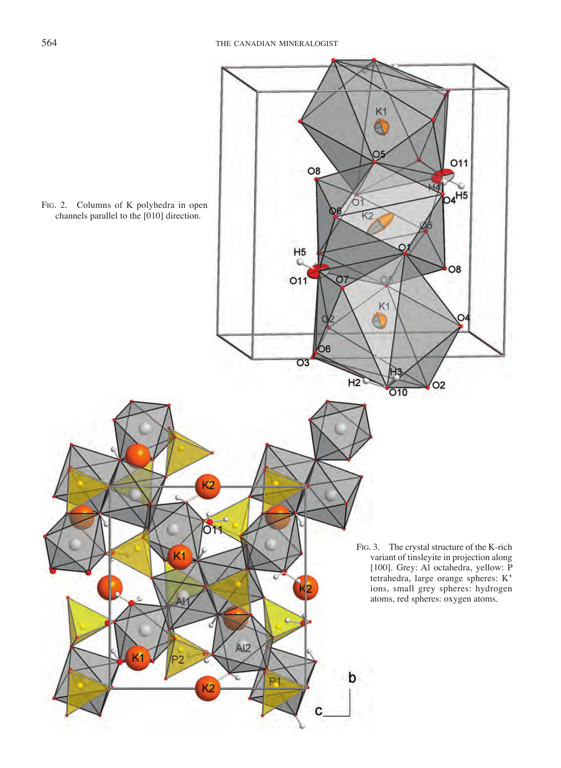FIG. 2. Columns of K polyhedra in open channels parallel to the [010] direction.

FIG. 3. The crystal structure of the K-rich variant of tinsleyite in projection along [100]. Grey: Al octahedra, yellow: P tetrahedra, large orange spheres: $K^+$ ions, small grey spheres: hydrogen atoms, red spheres: oxygen atoms.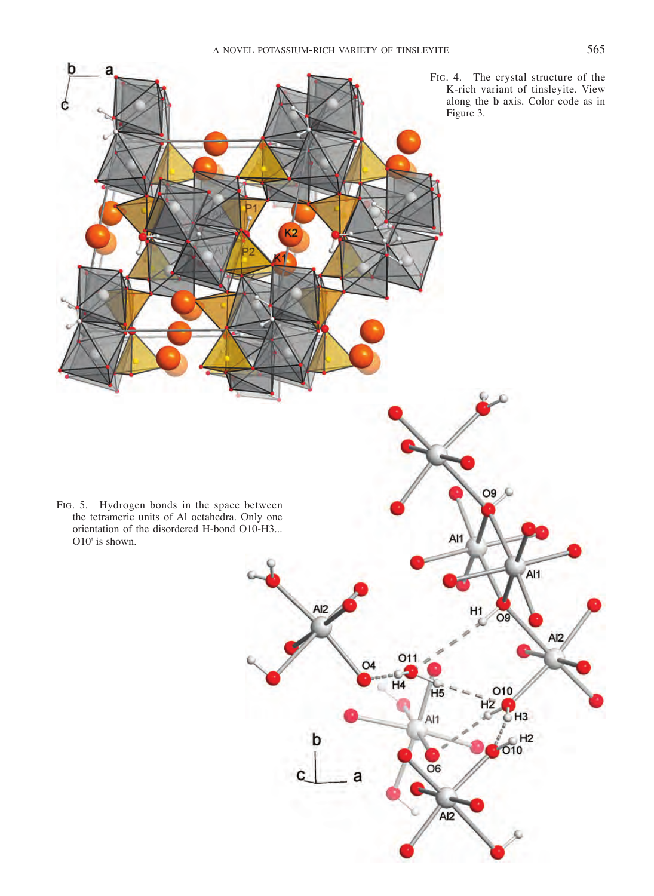FIG. 4. The crystal structure of the K-rich variant of tinsleyite. View along the **b** axis. Color code as in Figure 3.

FIG. 5. Hydrogen bonds in the space between the tetrameric units of Al octahedra. Only one orientation of the disordered H-bond O10-H3... O10' is shown.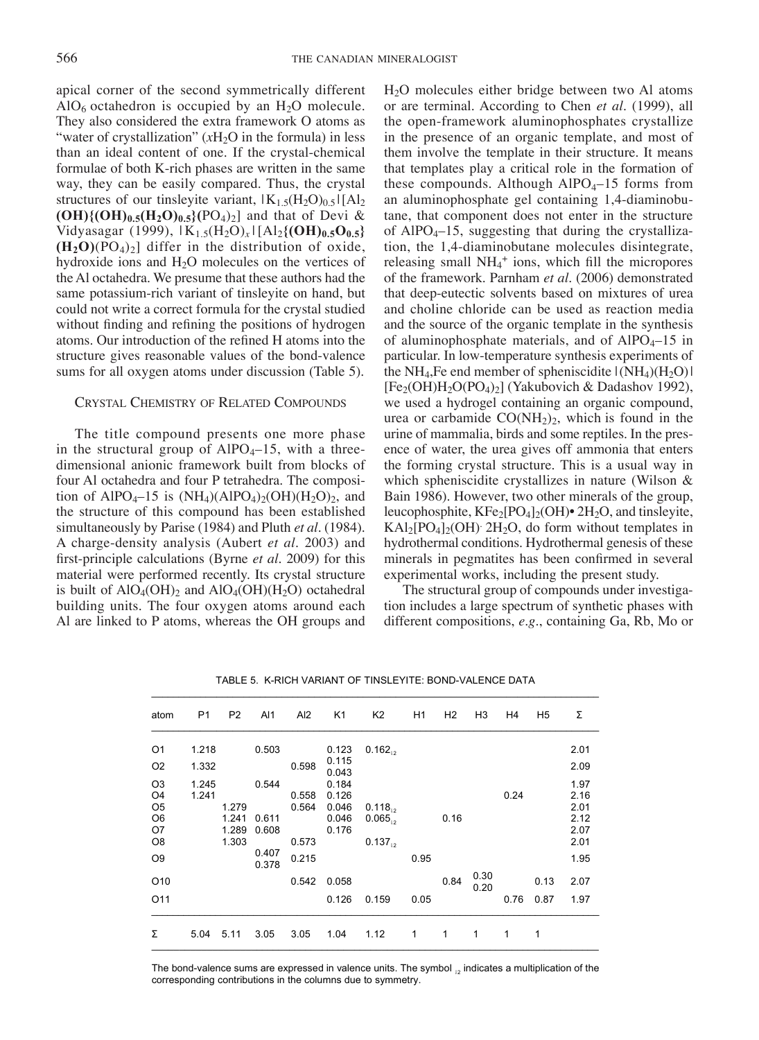apical corner of the second symmetrically different $AlO_6$ octahedron is occupied by an $H_2O$ molecule. They also considered the extra framework O atoms as "water of crystallization" ($xH_2O$ in the formula) in less than an ideal content of one. If the crystal-chemical formulae of both K-rich phases are written in the same way, they can be easily compared. Thus, the crystal structures of our tinsleyite variant, $|K_{1.5}(H_2O)_{0.5}|[Al_2\mathbf{(OH)\{(OH)_{0.5}(H_2O)_{0.5}\}}(PO_4)_2]$ and that of Devi & Vidyasagar (1999), $|K_{1.5}(H_2O)_x|[Al_2\mathbf{\{(OH)_{0.5}O_{0.5}\}}\mathbf{(H_2O)}(PO_4)_2]$ differ in the distribution of oxide, hydroxide ions and $H_2O$ molecules on the vertices of the Al octahedra. We presume that these authors had the same potassium-rich variant of tinsleyite on hand, but could not write a correct formula for the crystal studied without finding and refining the positions of hydrogen atoms. Our introduction of the refined H atoms into the structure gives reasonable values of the bond-valence sums for all oxygen atoms under discussion (Table 5).

## Crystal Chemistry of Related Compounds

The title compound presents one more phase in the structural group of $AlPO_4$–15, with a three-dimensional anionic framework built from blocks of four Al octahedra and four P tetrahedra. The composition of $AlPO_4$–15 is $(NH_4)(AlPO_4)_2(OH)(H_2O)_2$, and the structure of this compound has been established simultaneously by Parise (1984) and Pluth *et al.* (1984). A charge-density analysis (Aubert *et al.* 2003) and first-principle calculations (Byrne *et al.* 2009) for this material were performed recently. Its crystal structure is built of $AlO_4(OH)_2$ and $AlO_4(OH)(H_2O)$ octahedral building units. The four oxygen atoms around each Al are linked to P atoms, whereas the OH groups and $H_2O$ molecules either bridge between two Al atoms or are terminal. According to Chen *et al.* (1999), all the open-framework aluminophosphates crystallize in the presence of an organic template, and most of them involve the template in their structure. It means that templates play a critical role in the formation of these compounds. Although $AlPO_4$–15 forms from an aluminophosphate gel containing 1,4-diaminobutane, that component does not enter in the structure of $AlPO_4$–15, suggesting that during the crystallization, the 1,4-diaminobutane molecules disintegrate, releasing small $NH_4^+$ ions, which fill the micropores of the framework. Parnham *et al.* (2006) demonstrated that deep-eutectic solvents based on mixtures of urea and choline chloride can be used as reaction media and the source of the organic template in the synthesis of aluminophosphate materials, and of $AlPO_4$–15 in particular. In low-temperature synthesis experiments of the $NH_4$,Fe end member of spheniscidite $|(NH_4)(H_2O)|[Fe_2(OH)H_2O(PO_4)_2]$ (Yakubovich & Dadashov 1992), we used a hydrogel containing an organic compound, urea or carbamide $CO(NH_2)_2$, which is found in the urine of mammalia, birds and some reptiles. In the presence of water, the urea gives off ammonia that enters the forming crystal structure. This is a usual way in which spheniscidite crystallizes in nature (Wilson & Bain 1986). However, two other minerals of the group, leucophosphite, $KFe_2[PO_4]_2(OH)\bullet 2H_2O$, and tinsleyite, $KAl_2[PO_4]_2(OH)\cdot 2H_2O$, do form without templates in hydrothermal conditions. Hydrothermal genesis of these minerals in pegmatites has been confirmed in several experimental works, including the present study.

The structural group of compounds under investigation includes a large spectrum of synthetic phases with different compositions, *e.g.*, containing Ga, Rb, Mo or

TABLE 5. K-RICH VARIANT OF TINSLEYITE: BOND-VALENCE DATA

| atom | P1 | P2 | Al1 | Al2 | K1 | K2 | H1 | H2 | H3 | H4 | H5 | Σ |
|---|---|---|---|---|---|---|---|---|---|---|---|---|
| O1 | 1.218 | | 0.503 | | 0.123 | $0.162_{\downarrow 2}$ | | | | | | 2.01 |
| O2 | 1.332 | | | 0.598 | 0.115<br>0.043 | | | | | | | 2.09 |
| O3 | 1.245 | | 0.544 | | 0.184 | | | | | | | 1.97 |
| O4 | 1.241 | | | 0.558 | 0.126 | | | | | 0.24 | | 2.16 |
| O5 | | 1.279 | | 0.564 | 0.046 | $0.118_{\downarrow 2}$ | | | | | | 2.01 |
| O6 | | 1.241 | 0.611 | | 0.046 | $0.065_{\downarrow 2}$ | | 0.16 | | | | 2.12 |
| O7 | | 1.289 | 0.608 | | 0.176 | | | | | | | 2.07 |
| O8 | | 1.303 | | 0.573 | | $0.137_{\downarrow 2}$ | | | | | | 2.01 |
| O9 | | | 0.407<br>0.378 | 0.215 | | | 0.95 | | | | | 1.95 |
| O10 | | | | 0.542 | 0.058 | | | 0.84 | 0.30<br>0.20 | | 0.13 | 2.07 |
| O11 | | | | | 0.126 | 0.159 | 0.05 | | | 0.76 | 0.87 | 1.97 |
| Σ | 5.04 | 5.11 | 3.05 | 3.05 | 1.04 | 1.12 | 1 | 1 | 1 | 1 | 1 | |

The bond-valence sums are expressed in valence units. The symbol $_{\downarrow 2}$ indicates a multiplication of the corresponding contributions in the columns due to symmetry.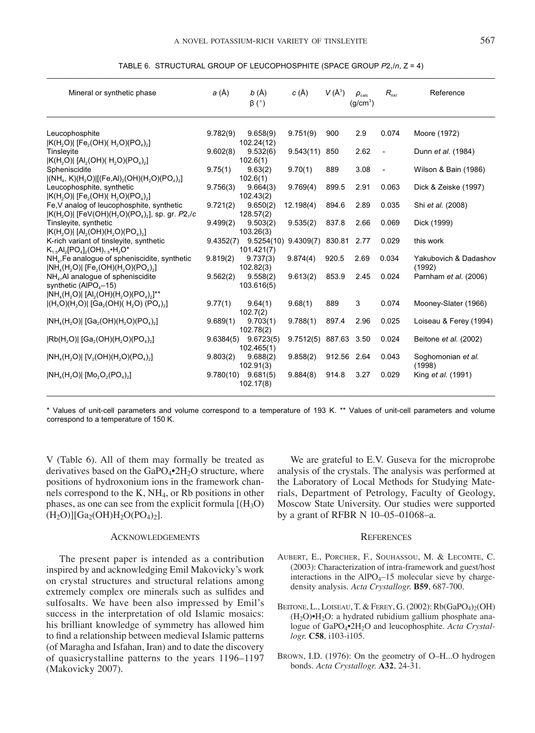TABLE 6. STRUCTURAL GROUP OF LEUCOPHOSPHITE (SPACE GROUP $P2_1/n$, Z = 4)

| Mineral or synthetic phase | $a$ (Å) | $b$ (Å) $\beta$ (°) | $c$ (Å) | $V$ (Å$^3$) | $\rho_{calc}$ (g/cm$^3$) | $R_{hkl}$ | Reference |
|---|---|---|---|---|---|---|---|
| Leucophosphite $\|K(H_2O)\|$ $[Fe_2(OH)(H_2O)(PO_4)_2]$ | 9.782(9) | 9.658(9) 102.24(12) | 9.751(9) | 900 | 2.9 | 0.074 | Moore (1972) |
| Tinsleyite $\|K(H_2O)\|$ $[Al_2(OH)(H_2O)(PO_4)_2]$ | 9.602(8) | 9.532(6) 102.6(1) | 9.543(11) | 850 | 2.62 | - | Dunn *et al.* (1984) |
| Spheniscidite $\|(NH_4, K)(H_2O)\|[(Fe,Al)_2(OH)(H_2O)(PO_4)_2]$ | 9.75(1) | 9.63(2) 102.6(1) | 9.70(1) | 889 | 3.08 | - | Wilson & Bain (1986) |
| Leucophosphite, synthetic $\|K(H_2O)\|$ $[Fe_2(OH)(H_2O)(PO_4)_2]$ | 9.756(3) | 9.664(3) 102.43(2) | 9.769(4) | 899.5 | 2.91 | 0.063 | Dick & Zeiske (1997) |
| Fe,V analog of leucophosphite, synthetic $\|K(H_2O)\|$ $[FeV(OH)(H_2O)(PO_4)_2]$, sp. gr. $P2_1/c$ | 9.721(2) | 9.650(2) 128.57(2) | 12.198(4) | 894.6 | 2.89 | 0.035 | Shi *et al.* (2008) |
| Tinsleyite, synthetic $\|K(H_2O)\|$ $[Al_2(OH)(H_2O)(PO_4)_2]$ | 9.499(2) | 9.503(2) 103.26(3) | 9.535(2) | 837.8 | 2.66 | 0.069 | Dick (1999) |
| K-rich variant of tinsleyite, synthetic $K_{1.5}Al_2[PO_4]_2(OH)_{1.5}$•$H_2O$* | 9.4352(7) | 9.5254(10) 101.421(7) | 9.4309(7) | 830.81 | 2.77 | 0.029 | this work |
| $NH_4$,Fe analogue of spheniscidite, synthetic $\|NH_4(H_2O)\|$ $[Fe_2(OH)(H_2O)(PO_4)_2]$ | 9.819(2) | 9.737(3) 102.82(3) | 9.874(4) | 920.5 | 2.69 | 0.034 | Yakubovich & Dadashov (1992) |
| $NH_4$,Al analogue of spheniscidite synthetic ($AlPO_4$–15) $\|NH_4(H_2O)\|$ $[Al_2(OH)(H_2O)(PO_4)_2]$** | 9.562(2) | 9.558(2) 103.616(5) | 9.613(2) | 853.9 | 2.45 | 0.024 | Parnham *et al.* (2006) |
| $\|(H_3O)(H_2O)\|$ $[Ga_2(OH)(H_2O)(PO_4)_2]$ | 9.77(1) | 9.64(1) 102.7(2) | 9.68(1) | 889 | 3 | 0.074 | Mooney-Slater (1966) |
| $\|NH_4(H_2O)\|$ $[Ga_2(OH)(H_2O)(PO_4)_2]$ | 9.689(1) | 9.703(1) 102.78(2) | 9.788(1) | 897.4 | 2.96 | 0.025 | Loiseau & Ferey (1994) |
| $\|Rb(H_2O)\|$ $[Ga_2(OH)(H_2O)(PO_4)_2]$ | 9.6384(5) | 9.6723(5) 102.465(1) | 9.7512(5) | 887.63 | 3.50 | 0.024 | Beitone *et al.* (2002) |
| $\|NH_4(H_2O)\|$ $[V_2(OH)(H_2O)(PO_4)_2]$ | 9.803(2) | 9.688(2) 102.91(3) | 9.858(2) | 912.56 | 2.64 | 0.043 | Soghomonian *et al.* (1998) |
| $\|NH_4(H_2O)\|$ $[Mo_2O_2(PO_4)_2]$ | 9.780(10) | 9.681(5) 102.17(8) | 9.884(8) | 914.8 | 3.27 | 0.029 | King *et al.* (1991) |

\* Values of unit-cell parameters and volume correspond to a temperature of 193 K. ** Values of unit-cell parameters and volume correspond to a temperature of 150 K.

V (Table 6). All of them may formally be treated as derivatives based on the $GaPO_4$•$2H_2O$ structure, where positions of hydroxonium ions in the framework channels correspond to the K, $NH_4$, or Rb positions in other phases, as one can see from the explicit formula $[(H_3O)(H_2O)][Ga_2(OH)H_2O(PO_4)_2]$.

## Acknowledgements

The present paper is intended as a contribution inspired by and acknowledging Emil Makovicky's work on crystal structures and structural relations among extremely complex ore minerals such as sulfides and sulfosalts. We have been also impressed by Emil's success in the interpretation of old Islamic mosaics: his brilliant knowledge of symmetry has allowed him to find a relationship between medieval Islamic patterns (of Maragha and Isfahan, Iran) and to date the discovery of quasicrystalline patterns to the years 1196–1197 (Makovicky 2007).

We are grateful to E.V. Guseva for the microprobe analysis of the crystals. The analysis was performed at the Laboratory of Local Methods for Studying Materials, Department of Petrology, Faculty of Geology, Moscow State University. Our studies were supported by a grant of RFBR N 10–05–01068–a.

## References

Aubert, E., Porcher, F., Souhassou, M. & Lecomte, C. (2003): Characterization of intra-framework and guest/host interactions in the $AlPO_4$–15 molecular sieve by charge-density analysis. *Acta Crystallogr.* **B59**, 687-700.

Beitone, L., Loiseau, T. & Ferey, G. (2002): $Rb(GaPO_4)_2(OH)(H_2O)$•$H_2O$: a hydrated rubidium gallium phosphate analogue of $GaPO_4$•$2H_2O$ and leucophosphite. *Acta Crystallogr.* **C58**, i103-i105.

Brown, I.D. (1976): On the geometry of O–H...O hydrogen bonds. *Acta Crystallogr.* **A32**, 24-31.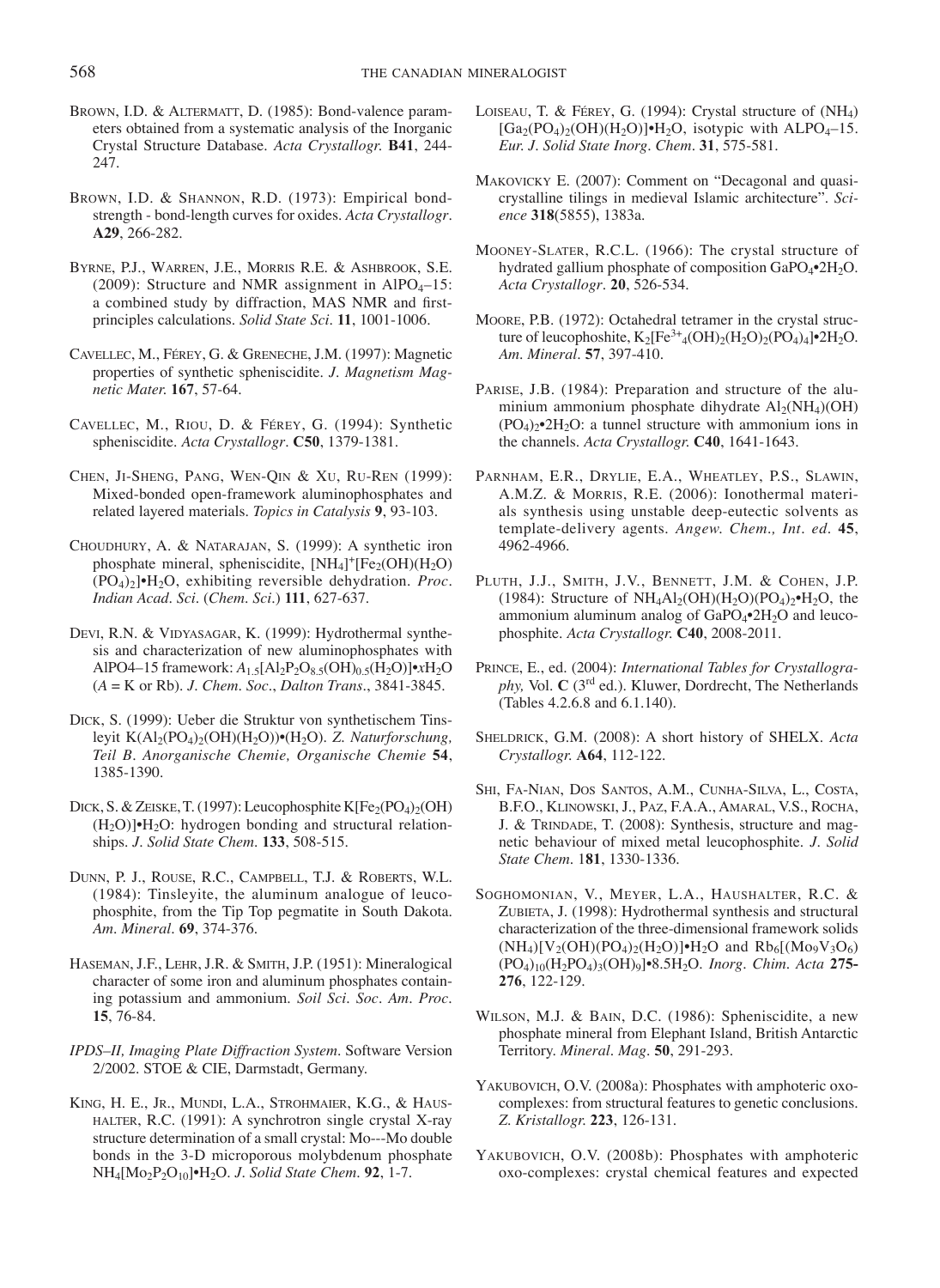BROWN, I.D. & ALTERMATT, D. (1985): Bond-valence parameters obtained from a systematic analysis of the Inorganic Crystal Structure Database. *Acta Crystallogr.* **B41**, 244-247.

BROWN, I.D. & SHANNON, R.D. (1973): Empirical bond-strength - bond-length curves for oxides. *Acta Crystallogr.* **A29**, 266-282.

BYRNE, P.J., WARREN, J.E., MORRIS R.E. & ASHBROOK, S.E. (2009): Structure and NMR assignment in $AlPO_4$–15: a combined study by diffraction, MAS NMR and first-principles calculations. *Solid State Sci.* **11**, 1001-1006.

CAVELLEC, M., FÉREY, G. & GRENECHE, J.M. (1997): Magnetic properties of synthetic spheniscidite. *J. Magnetism Magnetic Mater.* **167**, 57-64.

CAVELLEC, M., RIOU, D. & FÉREY, G. (1994): Synthetic spheniscidite. *Acta Crystallogr.* **C50**, 1379-1381.

CHEN, JI-SHENG, PANG, WEN-QIN & XU, RU-REN (1999): Mixed-bonded open-framework aluminophosphates and related layered materials. *Topics in Catalysis* **9**, 93-103.

CHOUDHURY, A. & NATARAJAN, S. (1999): A synthetic iron phosphate mineral, spheniscidite, $[NH_4]^+[Fe_2(OH)(H_2O)(PO_4)_2]{\bullet}H_2O$, exhibiting reversible dehydration. *Proc. Indian Acad. Sci.* (*Chem. Sci.*) **111**, 627-637.

DEVI, R.N. & VIDYASAGAR, K. (1999): Hydrothermal synthesis and characterization of new aluminophosphates with AlPO4–15 framework: $A_{1.5}[Al_2P_2O_{8.5}(OH)_{0.5}(H_2O)]{\bullet}xH_2O$ ($A$ = K or Rb). *J. Chem. Soc., Dalton Trans.*, 3841-3845.

DICK, S. (1999): Ueber die Struktur von synthetischem Tinsleyit $K(Al_2(PO_4)_2(OH)(H_2O)){\bullet}(H_2O)$. *Z. Naturforschung, Teil B. Anorganische Chemie, Organische Chemie* **54**, 1385-1390.

DICK, S. & ZEISKE, T. (1997): Leucophosphite $K[Fe_2(PO_4)_2(OH)(H_2O)]{\bullet}H_2O$: hydrogen bonding and structural relationships. *J. Solid State Chem.* **133**, 508-515.

DUNN, P. J., ROUSE, R.C., CAMPBELL, T.J. & ROBERTS, W.L. (1984): Tinsleyite, the aluminum analogue of leucophosphite, from the Tip Top pegmatite in South Dakota. *Am. Mineral.* **69**, 374-376.

HASEMAN, J.F., LEHR, J.R. & SMITH, J.P. (1951): Mineralogical character of some iron and aluminum phosphates containing potassium and ammonium. *Soil Sci. Soc. Am. Proc.* **15**, 76-84.

*IPDS–II, Imaging Plate Diffraction System.* Software Version 2/2002. STOE & CIE, Darmstadt, Germany.

KING, H. E., JR., MUNDI, L.A., STROHMAIER, K.G., & HAUSHALTER, R.C. (1991): A synchrotron single crystal X-ray structure determination of a small crystal: Mo---Mo double bonds in the 3-D microporous molybdenum phosphate $NH_4[Mo_2P_2O_{10}]{\bullet}H_2O$. *J. Solid State Chem.* **92**, 1-7.

LOISEAU, T. & FÉREY, G. (1994): Crystal structure of $(NH_4)[Ga_2(PO_4)_2(OH)(H_2O)]{\bullet}H_2O$, isotypic with $ALPO_4$–15. *Eur. J. Solid State Inorg. Chem.* **31**, 575-581.

MAKOVICKY E. (2007): Comment on "Decagonal and quasi-crystalline tilings in medieval Islamic architecture". *Science* **318**(5855), 1383a.

MOONEY-SLATER, R.C.L. (1966): The crystal structure of hydrated gallium phosphate of composition $GaPO_4{\bullet}2H_2O$. *Acta Crystallogr.* **20**, 526-534.

MOORE, P.B. (1972): Octahedral tetramer in the crystal structure of leucophoshite, $K_2[Fe^{3+}{}_4(OH)_2(H_2O)_2(PO_4)_4]{\bullet}2H_2O$. *Am. Mineral.* **57**, 397-410.

PARISE, J.B. (1984): Preparation and structure of the aluminium ammonium phosphate dihydrate $Al_2(NH_4)(OH)(PO_4)_2{\bullet}2H_2O$: a tunnel structure with ammonium ions in the channels. *Acta Crystallogr.* **C40**, 1641-1643.

PARNHAM, E.R., DRYLIE, E.A., WHEATLEY, P.S., SLAWIN, A.M.Z. & MORRIS, R.E. (2006): Ionothermal materials synthesis using unstable deep-eutectic solvents as template-delivery agents. *Angew. Chem., Int. ed.* **45**, 4962-4966.

PLUTH, J.J., SMITH, J.V., BENNETT, J.M. & COHEN, J.P. (1984): Structure of $NH_4Al_2(OH)(H_2O)(PO_4)_2{\bullet}H_2O$, the ammonium aluminum analog of $GaPO_4{\bullet}2H_2O$ and leucophosphite. *Acta Crystallogr.* **C40**, 2008-2011.

PRINCE, E., ed. (2004): *International Tables for Crystallography,* Vol. **C** (3rd ed.). Kluwer, Dordrecht, The Netherlands (Tables 4.2.6.8 and 6.1.140).

SHELDRICK, G.M. (2008): A short history of SHELX. *Acta Crystallogr.* **A64**, 112-122.

SHI, FA-NIAN, DOS SANTOS, A.M., CUNHA-SILVA, L., COSTA, B.F.O., KLINOWSKI, J., PAZ, F.A.A., AMARAL, V.S., ROCHA, J. & TRINDADE, T. (2008): Synthesis, structure and magnetic behaviour of mixed metal leucophosphite. *J. Solid State Chem.* 1**81**, 1330-1336.

SOGHOMONIAN, V., MEYER, L.A., HAUSHALTER, R.C. & ZUBIETA, J. (1998): Hydrothermal synthesis and structural characterization of the three-dimensional framework solids $(NH_4)[V_2(OH)(PO_4)_2(H_2O)]{\bullet}H_2O$ and $Rb_6[(Mo_9V_3O_6)(PO_4)_{10}(H_2PO_4)_3(OH)_9]{\bullet}8.5H_2O$. *Inorg. Chim. Acta* **275-276**, 122-129.

WILSON, M.J. & BAIN, D.C. (1986): Spheniscidite, a new phosphate mineral from Elephant Island, British Antarctic Territory. *Mineral. Mag.* **50**, 291-293.

YAKUBOVICH, O.V. (2008a): Phosphates with amphoteric oxo-complexes: from structural features to genetic conclusions. *Z. Kristallogr.* **223**, 126-131.

YAKUBOVICH, O.V. (2008b): Phosphates with amphoteric oxo-complexes: crystal chemical features and expected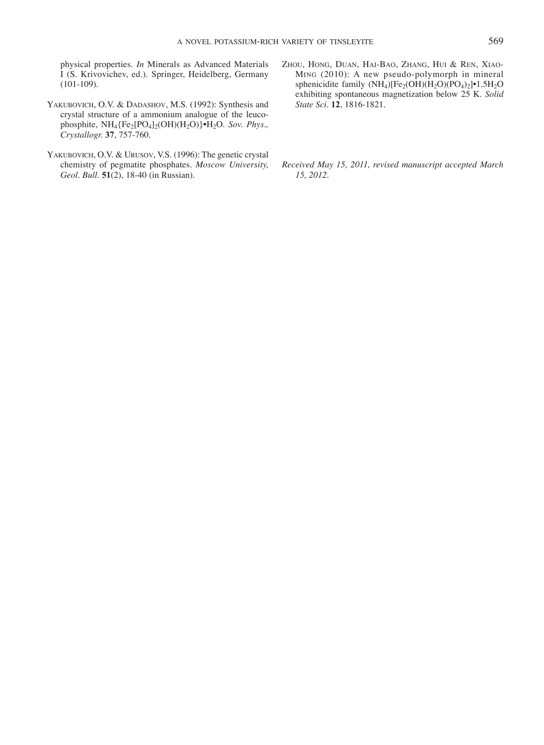physical properties. *In* Minerals as Advanced Materials I (S. Krivovichev, ed.). Springer, Heidelberg, Germany (101-109).

Yakubovich, O.V. & Dadashov, M.S. (1992): Synthesis and crystal structure of a ammonium analogue of the leucophosphite, $NH_4\{Fe_2[PO_4]_2(OH)(H_2O)\}\bullet H_2O$. *Sov. Phys., Crystallogr.* **37**, 757-760.

Yakubovich, O.V. & Urusov, V.S. (1996): The genetic crystal chemistry of pegmatite phosphates. *Moscow University, Geol. Bull.* **51**(2), 18-40 (in Russian).

Zhou, Hong, Duan, Hai-Bao, Zhang, Hui & Ren, Xiao-Ming (2010): A new pseudo-polymorph in mineral sphenicidite family $(NH_4)[Fe_2(OH)(H_2O)(PO_4)_2]\bullet 1.5H_2O$ exhibiting spontaneous magnetization below 25 K. *Solid State Sci.* **12**, 1816-1821.

*Received May 15, 2011, revised manuscript accepted March 15, 2012.*